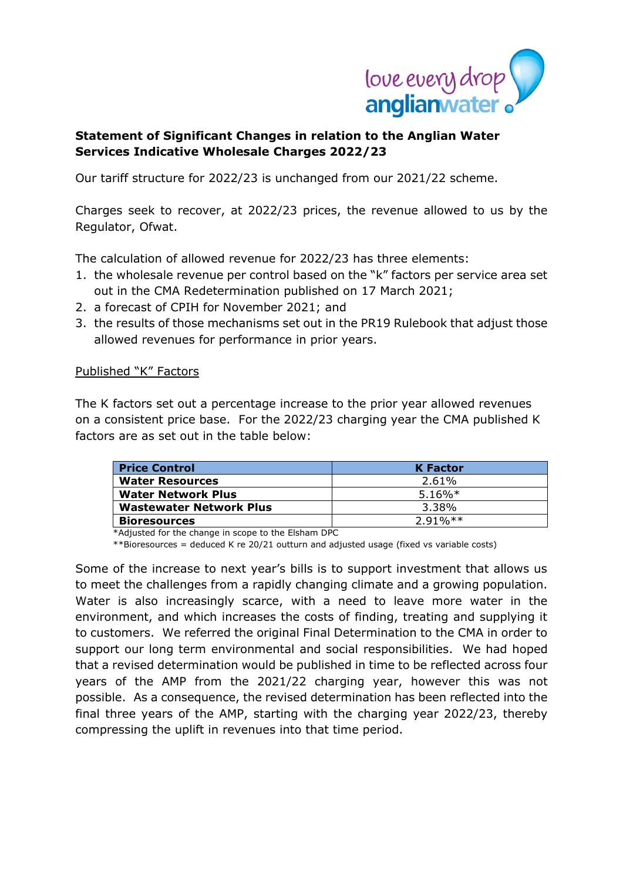**Statement of Significant Changes in relation to the Anglian Water Services Indicative Wholesale Charges 2022/23**

Our tariff structure for 2022/23 is unchanged from our 2021/22 scheme.

Charges seek to recover, at 2022/23 prices, the revenue allowed to us by the Regulator, Ofwat.

The calculation of allowed revenue for 2022/23 has three elements:

1. the wholesale revenue per control based on the "k" factors per service area set out in the CMA Redetermination published on 17 March 2021;
2. a forecast of CPIH for November 2021; and
3. the results of those mechanisms set out in the PR19 Rulebook that adjust those allowed revenues for performance in prior years.

<u>Published "K" Factors</u>

The K factors set out a percentage increase to the prior year allowed revenues on a consistent price base. For the 2022/23 charging year the CMA published K factors are as set out in the table below:

| Price Control | K Factor |
|---|---|
| **Water Resources** | 2.61% |
| **Water Network Plus** | 5.16%* |
| **Wastewater Network Plus** | 3.38% |
| **Bioresources** | 2.91%** |

*Adjusted for the change in scope to the Elsham DPC

**Bioresources = deduced K re 20/21 outturn and adjusted usage (fixed vs variable costs)

Some of the increase to next year's bills is to support investment that allows us to meet the challenges from a rapidly changing climate and a growing population. Water is also increasingly scarce, with a need to leave more water in the environment, and which increases the costs of finding, treating and supplying it to customers. We referred the original Final Determination to the CMA in order to support our long term environmental and social responsibilities. We had hoped that a revised determination would be published in time to be reflected across four years of the AMP from the 2021/22 charging year, however this was not possible. As a consequence, the revised determination has been reflected into the final three years of the AMP, starting with the charging year 2022/23, thereby compressing the uplift in revenues into that time period.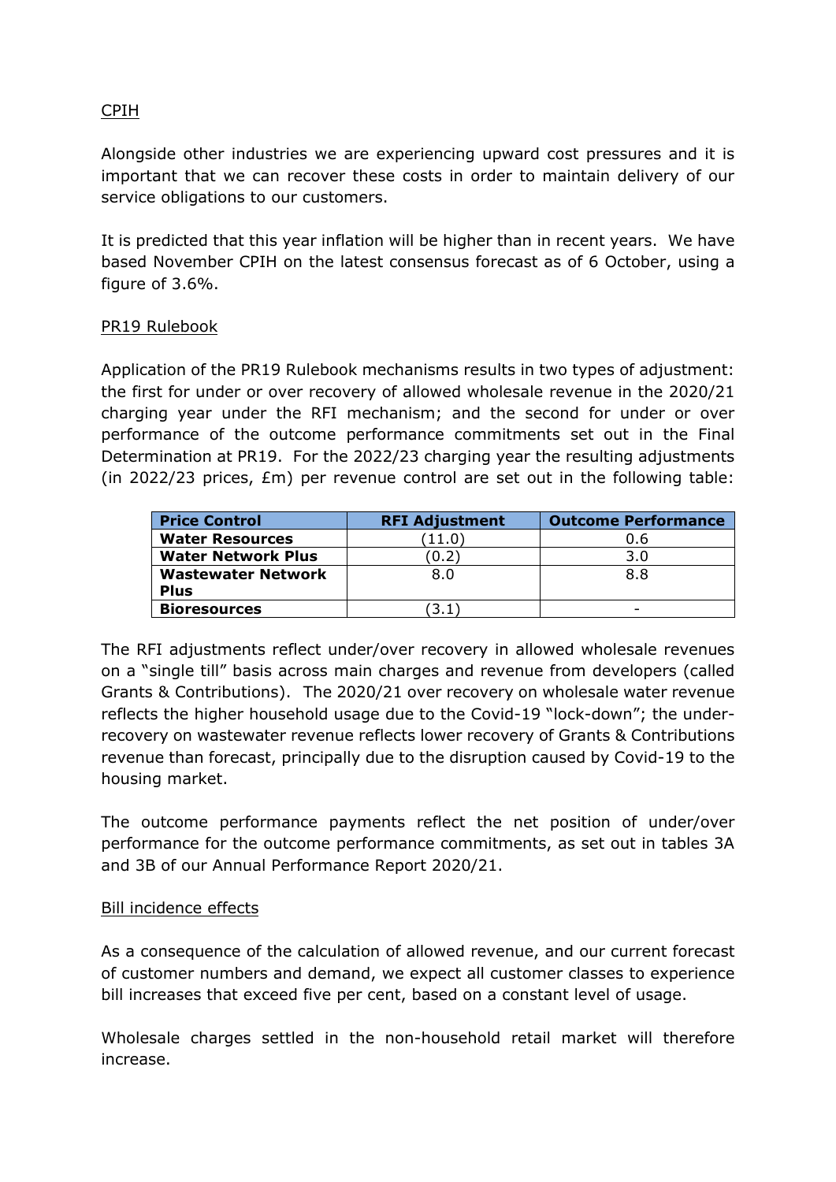## CPIH

Alongside other industries we are experiencing upward cost pressures and it is important that we can recover these costs in order to maintain delivery of our service obligations to our customers.

It is predicted that this year inflation will be higher than in recent years. We have based November CPIH on the latest consensus forecast as of 6 October, using a figure of 3.6%.

## PR19 Rulebook

Application of the PR19 Rulebook mechanisms results in two types of adjustment: the first for under or over recovery of allowed wholesale revenue in the 2020/21 charging year under the RFI mechanism; and the second for under or over performance of the outcome performance commitments set out in the Final Determination at PR19. For the 2022/23 charging year the resulting adjustments (in 2022/23 prices, £m) per revenue control are set out in the following table:

| Price Control | RFI Adjustment | Outcome Performance |
|---|---|---|
| **Water Resources** | (11.0) | 0.6 |
| **Water Network Plus** | (0.2) | 3.0 |
| **Wastewater Network Plus** | 8.0 | 8.8 |
| **Bioresources** | (3.1) | - |

The RFI adjustments reflect under/over recovery in allowed wholesale revenues on a "single till" basis across main charges and revenue from developers (called Grants & Contributions). The 2020/21 over recovery on wholesale water revenue reflects the higher household usage due to the Covid-19 "lock-down"; the under-recovery on wastewater revenue reflects lower recovery of Grants & Contributions revenue than forecast, principally due to the disruption caused by Covid-19 to the housing market.

The outcome performance payments reflect the net position of under/over performance for the outcome performance commitments, as set out in tables 3A and 3B of our Annual Performance Report 2020/21.

## Bill incidence effects

As a consequence of the calculation of allowed revenue, and our current forecast of customer numbers and demand, we expect all customer classes to experience bill increases that exceed five per cent, based on a constant level of usage.

Wholesale charges settled in the non-household retail market will therefore increase.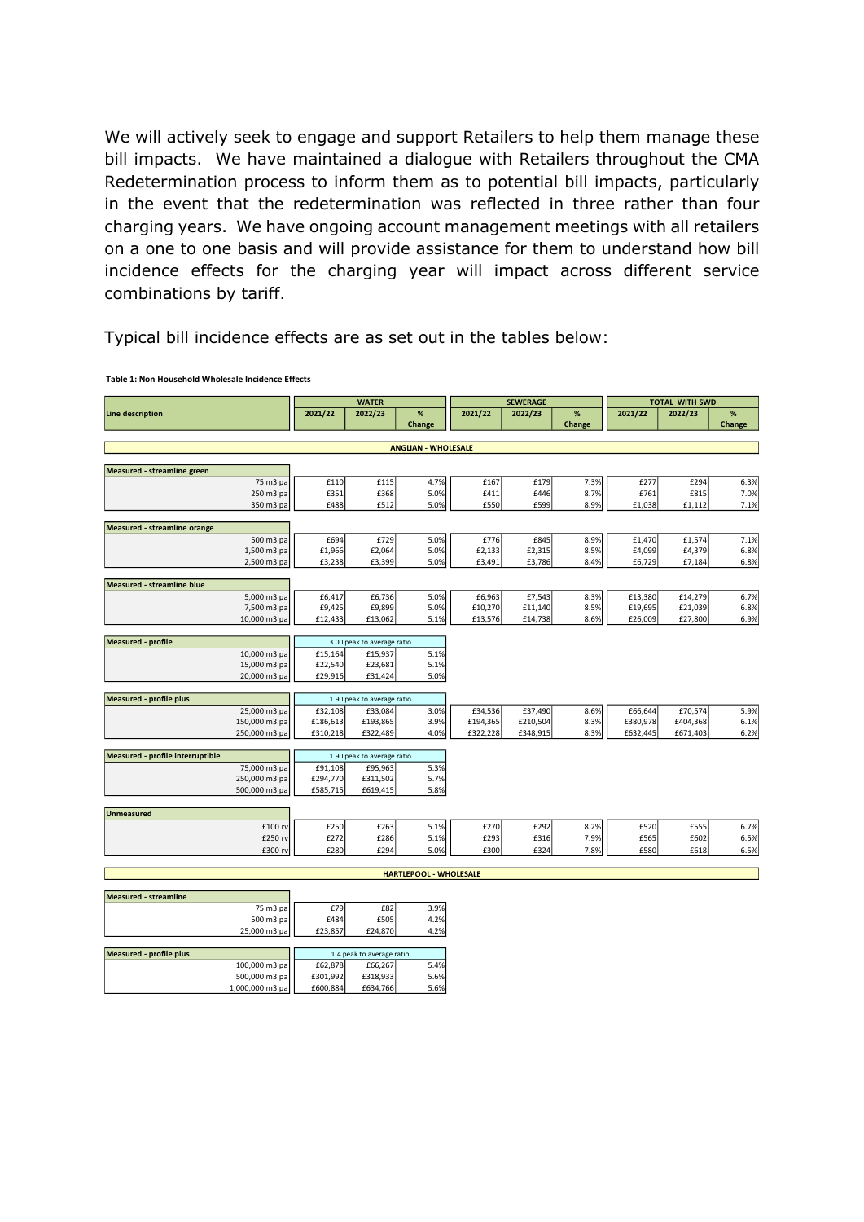We will actively seek to engage and support Retailers to help them manage these bill impacts. We have maintained a dialogue with Retailers throughout the CMA Redetermination process to inform them as to potential bill impacts, particularly in the event that the redetermination was reflected in three rather than four charging years. We have ongoing account management meetings with all retailers on a one to one basis and will provide assistance for them to understand how bill incidence effects for the charging year will impact across different service combinations by tariff.

Typical bill incidence effects are as set out in the tables below:

**Table 1: Non Household Wholesale Incidence Effects**

| Line description | WATER | | | SEWERAGE | | | TOTAL WITH SWD | | |
|---|---|---|---|---|---|---|---|---|---|
| | 2021/22 | 2022/23 | % Change | 2021/22 | 2022/23 | % Change | 2021/22 | 2022/23 | % Change |
| **ANGLIAN - WHOLESALE** | | | | | | | | | |
| **Measured - streamline green** | | | | | | | | | |
| 75 m3 pa | £110 | £115 | 4.7% | £167 | £179 | 7.3% | £277 | £294 | 6.3% |
| 250 m3 pa | £351 | £368 | 5.0% | £411 | £446 | 8.7% | £761 | £815 | 7.0% |
| 350 m3 pa | £488 | £512 | 5.0% | £550 | £599 | 8.9% | £1,038 | £1,112 | 7.1% |
| **Measured - streamline orange** | | | | | | | | | |
| 500 m3 pa | £694 | £729 | 5.0% | £776 | £845 | 8.9% | £1,470 | £1,574 | 7.1% |
| 1,500 m3 pa | £1,966 | £2,064 | 5.0% | £2,133 | £2,315 | 8.5% | £4,099 | £4,379 | 6.8% |
| 2,500 m3 pa | £3,238 | £3,399 | 5.0% | £3,491 | £3,786 | 8.4% | £6,729 | £7,184 | 6.8% |
| **Measured - streamline blue** | | | | | | | | | |
| 5,000 m3 pa | £6,417 | £6,736 | 5.0% | £6,963 | £7,543 | 8.3% | £13,380 | £14,279 | 6.7% |
| 7,500 m3 pa | £9,425 | £9,899 | 5.0% | £10,270 | £11,140 | 8.5% | £19,695 | £21,039 | 6.8% |
| 10,000 m3 pa | £12,433 | £13,062 | 5.1% | £13,576 | £14,738 | 8.6% | £26,009 | £27,800 | 6.9% |
| **Measured - profile** | 3.00 peak to average ratio | | | | | | | | |
| 10,000 m3 pa | £15,164 | £15,937 | 5.1% | | | | | | |
| 15,000 m3 pa | £22,540 | £23,681 | 5.1% | | | | | | |
| 20,000 m3 pa | £29,916 | £31,424 | 5.0% | | | | | | |
| **Measured - profile plus** | 1.90 peak to average ratio | | | | | | | | |
| 25,000 m3 pa | £32,108 | £33,084 | 3.0% | £34,536 | £37,490 | 8.6% | £66,644 | £70,574 | 5.9% |
| 150,000 m3 pa | £186,613 | £193,865 | 3.9% | £194,365 | £210,504 | 8.3% | £380,978 | £404,368 | 6.1% |
| 250,000 m3 pa | £310,218 | £322,489 | 4.0% | £322,228 | £348,915 | 8.3% | £632,445 | £671,403 | 6.2% |
| **Measured - profile interruptible** | 1.90 peak to average ratio | | | | | | | | |
| 75,000 m3 pa | £91,108 | £95,963 | 5.3% | | | | | | |
| 250,000 m3 pa | £294,770 | £311,502 | 5.7% | | | | | | |
| 500,000 m3 pa | £585,715 | £619,415 | 5.8% | | | | | | |
| **Unmeasured** | | | | | | | | | |
| £100 rv | £250 | £263 | 5.1% | £270 | £292 | 8.2% | £520 | £555 | 6.7% |
| £250 rv | £272 | £286 | 5.1% | £293 | £316 | 7.9% | £565 | £602 | 6.5% |
| £300 rv | £280 | £294 | 5.0% | £300 | £324 | 7.8% | £580 | £618 | 6.5% |
| **HARTLEPOOL - WHOLESALE** | | | | | | | | | |
| **Measured - streamline** | | | | | | | | | |
| 75 m3 pa | £79 | £82 | 3.9% | | | | | | |
| 500 m3 pa | £484 | £505 | 4.2% | | | | | | |
| 25,000 m3 pa | £23,857 | £24,870 | 4.2% | | | | | | |
| **Measured - profile plus** | 1.4 peak to average ratio | | | | | | | | |
| 100,000 m3 pa | £62,878 | £66,267 | 5.4% | | | | | | |
| 500,000 m3 pa | £301,992 | £318,933 | 5.6% | | | | | | |
| 1,000,000 m3 pa | £600,884 | £634,766 | 5.6% | | | | | | |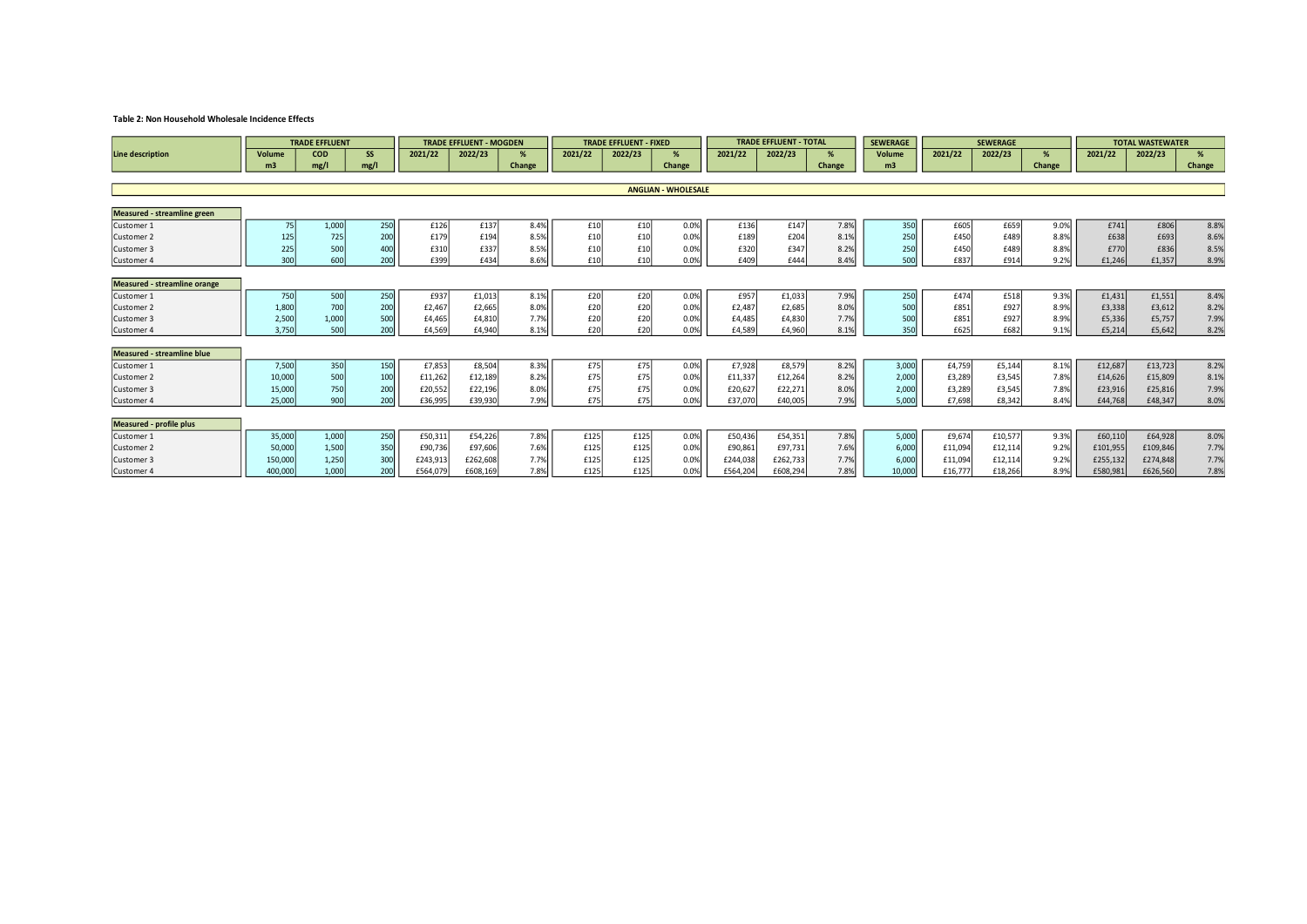**Table 2: Non Household Wholesale Incidence Effects**

| Line description | TRADE EFFLUENT | | | TRADE EFFLUENT - MOGDEN | | | TRADE EFFLUENT - FIXED | | | TRADE EFFLUENT - TOTAL | | | SEWERAGE | SEWERAGE | | | TOTAL WASTEWATER | | |
|---|---|---|---|---|---|---|---|---|---|---|---|---|---|---|---|---|---|---|---|
| | Volume m3 | COD mg/l | SS mg/l | 2021/22 | 2022/23 | % Change | 2021/22 | 2022/23 | % Change | 2021/22 | 2022/23 | % Change | Volume m3 | 2021/22 | 2022/23 | % Change | 2021/22 | 2022/23 | % Change |
| **ANGLIAN - WHOLESALE** | | | | | | | | | | | | | | | | | | | |
| **Measured - streamline green** | | | | | | | | | | | | | | | | | | | |
| Customer 1 | 75 | 1,000 | 250 | £126 | £137 | 8.4% | £10 | £10 | 0.0% | £136 | £147 | 7.8% | 350 | £605 | £659 | 9.0% | £741 | £806 | 8.8% |
| Customer 2 | 125 | 725 | 200 | £179 | £194 | 8.5% | £10 | £10 | 0.0% | £189 | £204 | 8.1% | 250 | £450 | £489 | 8.8% | £638 | £693 | 8.6% |
| Customer 3 | 225 | 500 | 400 | £310 | £337 | 8.5% | £10 | £10 | 0.0% | £320 | £347 | 8.2% | 250 | £450 | £489 | 8.8% | £770 | £836 | 8.5% |
| Customer 4 | 300 | 600 | 200 | £399 | £434 | 8.6% | £10 | £10 | 0.0% | £409 | £444 | 8.4% | 500 | £837 | £914 | 9.2% | £1,246 | £1,357 | 8.9% |
| **Measured - streamline orange** | | | | | | | | | | | | | | | | | | | |
| Customer 1 | 750 | 500 | 250 | £937 | £1,013 | 8.1% | £20 | £20 | 0.0% | £957 | £1,033 | 7.9% | 250 | £474 | £518 | 9.3% | £1,431 | £1,551 | 8.4% |
| Customer 2 | 1,800 | 700 | 200 | £2,467 | £2,665 | 8.0% | £20 | £20 | 0.0% | £2,487 | £2,685 | 8.0% | 500 | £851 | £927 | 8.9% | £3,338 | £3,612 | 8.2% |
| Customer 3 | 2,500 | 1,000 | 500 | £4,465 | £4,810 | 7.7% | £20 | £20 | 0.0% | £4,485 | £4,830 | 7.7% | 500 | £851 | £927 | 8.9% | £5,336 | £5,757 | 7.9% |
| Customer 4 | 3,750 | 500 | 200 | £4,569 | £4,940 | 8.1% | £20 | £20 | 0.0% | £4,589 | £4,960 | 8.1% | 350 | £625 | £682 | 9.1% | £5,214 | £5,642 | 8.2% |
| **Measured - streamline blue** | | | | | | | | | | | | | | | | | | | |
| Customer 1 | 7,500 | 350 | 150 | £7,853 | £8,504 | 8.3% | £75 | £75 | 0.0% | £7,928 | £8,579 | 8.2% | 3,000 | £4,759 | £5,144 | 8.1% | £12,687 | £13,723 | 8.2% |
| Customer 2 | 10,000 | 500 | 100 | £11,262 | £12,189 | 8.2% | £75 | £75 | 0.0% | £11,337 | £12,264 | 8.2% | 2,000 | £3,289 | £3,545 | 7.8% | £14,626 | £15,809 | 8.1% |
| Customer 3 | 15,000 | 750 | 200 | £20,552 | £22,196 | 8.0% | £75 | £75 | 0.0% | £20,627 | £22,271 | 8.0% | 2,000 | £3,289 | £3,545 | 7.8% | £23,916 | £25,816 | 7.9% |
| Customer 4 | 25,000 | 900 | 200 | £36,995 | £39,930 | 7.9% | £75 | £75 | 0.0% | £37,070 | £40,005 | 7.9% | 5,000 | £7,698 | £8,342 | 8.4% | £44,768 | £48,347 | 8.0% |
| **Measured - profile plus** | | | | | | | | | | | | | | | | | | | |
| Customer 1 | 35,000 | 1,000 | 250 | £50,311 | £54,226 | 7.8% | £125 | £125 | 0.0% | £50,436 | £54,351 | 7.8% | 5,000 | £9,674 | £10,577 | 9.3% | £60,110 | £64,928 | 8.0% |
| Customer 2 | 50,000 | 1,500 | 350 | £90,736 | £97,606 | 7.6% | £125 | £125 | 0.0% | £90,861 | £97,731 | 7.6% | 6,000 | £11,094 | £12,114 | 9.2% | £101,955 | £109,846 | 7.7% |
| Customer 3 | 150,000 | 1,250 | 300 | £243,913 | £262,608 | 7.7% | £125 | £125 | 0.0% | £244,038 | £262,733 | 7.7% | 6,000 | £11,094 | £12,114 | 9.2% | £255,132 | £274,848 | 7.7% |
| Customer 4 | 400,000 | 1,000 | 200 | £564,079 | £608,169 | 7.8% | £125 | £125 | 0.0% | £564,204 | £608,294 | 7.8% | 10,000 | £16,777 | £18,266 | 8.9% | £580,981 | £626,560 | 7.8% |